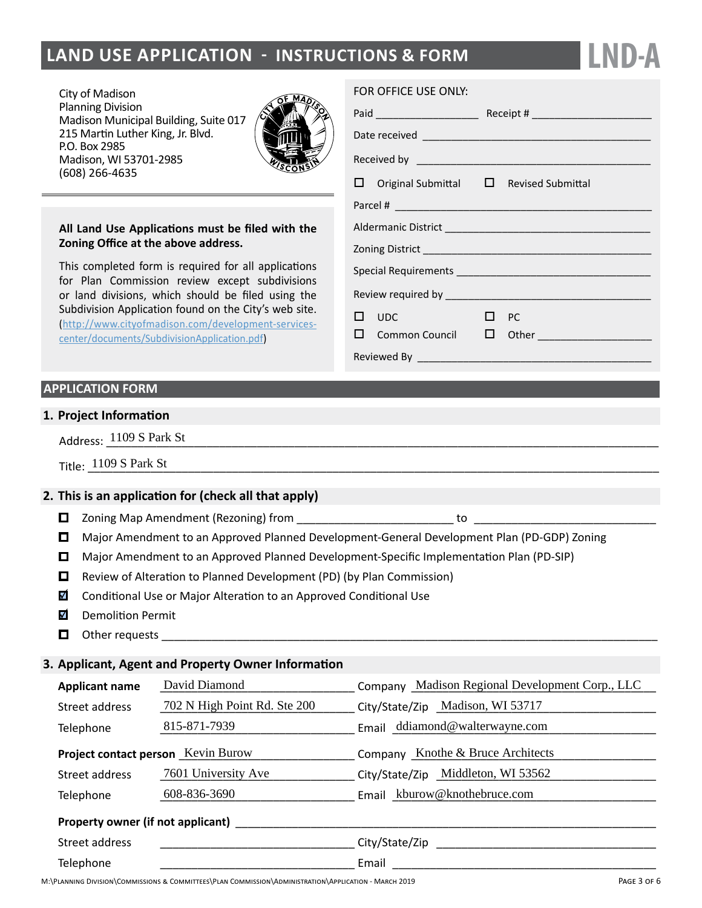# LAND USE APPLICATION - INSTRUCTIONS & FORM

**LND-A**

City of Madison
Planning Division
Madison Municipal Building, Suite 017
215 Martin Luther King, Jr. Blvd.
P.O. Box 2985
Madison, WI 53701-2985
(608) 266-4635

**All Land Use Applications must be filed with the Zoning Office at the above address.**

This completed form is required for all applications for Plan Commission review except subdivisions or land divisions, which should be filed using the Subdivision Application found on the City's web site. (http://www.cityofmadison.com/development-services-center/documents/SubdivisionApplication.pdf)

FOR OFFICE USE ONLY:

Paid ________________ Receipt # ____________________

Date received ____________________________________

Received by _____________________________________

☐ Original Submittal ☐ Revised Submittal

Parcel # ________________________________________

Aldermanic District ________________________________

Zoning District ___________________________________

Special Requirements ______________________________

Review required by ________________________________

☐ UDC ☐ PC

☐ Common Council ☐ Other ___________________

Reviewed By ____________________________________

## APPLICATION FORM

### 1. Project Information

Address: 1109 S Park St

Title: 1109 S Park St

### 2. This is an application for (check all that apply)

- ☐ Zoning Map Amendment (Rezoning) from ____________________ to ______________________
- ☐ Major Amendment to an Approved Planned Development-General Development Plan (PD-GDP) Zoning
- ☐ Major Amendment to an Approved Planned Development-Specific Implementation Plan (PD-SIP)
- ☐ Review of Alteration to Planned Development (PD) (by Plan Commission)
- ☑ Conditional Use or Major Alteration to an Approved Conditional Use
- ☑ Demolition Permit
- ☐ Other requests ____________________________________________________________

### 3. Applicant, Agent and Property Owner Information

| | | | |
|---|---|---|---|
| **Applicant name** | David Diamond | Company | Madison Regional Development Corp., LLC |
| Street address | 702 N High Point Rd. Ste 200 | City/State/Zip | Madison, WI 53717 |
| Telephone | 815-871-7939 | Email | ddiamond@walterwayne.com |
| **Project contact person** | Kevin Burow | Company | Knothe & Bruce Architects |
| Street address | 7601 University Ave | City/State/Zip | Middleton, WI 53562 |
| Telephone | 608-836-3690 | Email | kburow@knothebruce.com |
| **Property owner (if not applicant)** | | | |
| Street address | | City/State/Zip | |
| Telephone | | Email | |

M:\Planning Division\Commissions & Committees\Plan Commission\Administration\Application - March 2019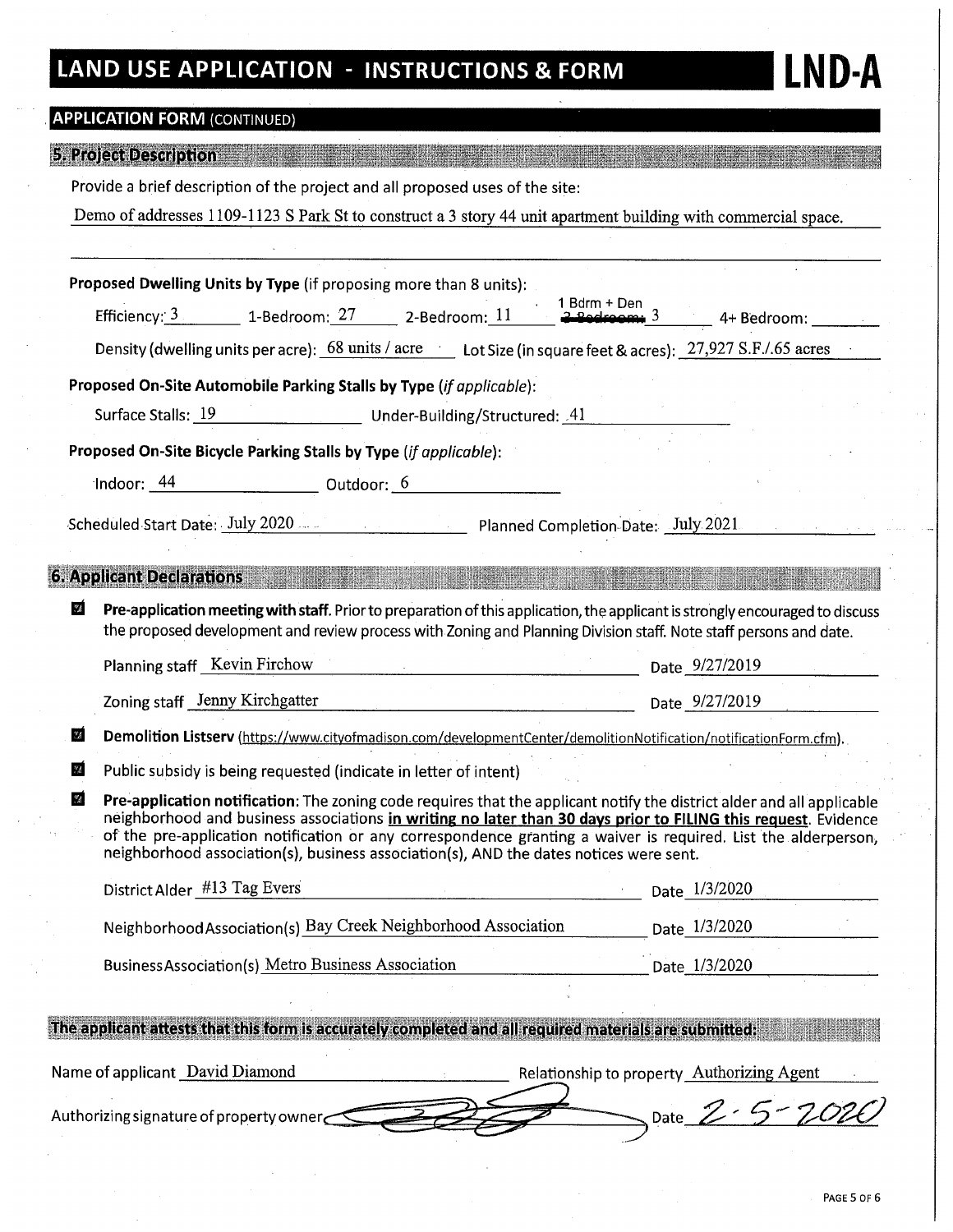# LAND USE APPLICATION - INSTRUCTIONS & FORM

**LND-A**

## APPLICATION FORM (CONTINUED)

### 5. Project Description

Provide a brief description of the project and all proposed uses of the site:

Demo of addresses 1109-1123 S Park St to construct a 3 story 44 unit apartment building with commercial space.

**Proposed Dwelling Units by Type** (if proposing more than 8 units):

Efficiency: 3 1-Bedroom: 27 2-Bedroom: 11 ~~3 Bedroom:~~ 1 Bdrm + Den 3 4+ Bedroom: ______

Density (dwelling units per acre): 68 units / acre Lot Size (in square feet & acres): 27,927 S.F./.65 acres

**Proposed On-Site Automobile Parking Stalls by Type** (*if applicable*):

Surface Stalls: 19 Under-Building/Structured: 41

**Proposed On-Site Bicycle Parking Stalls by Type** (*if applicable*):

Indoor: 44 Outdoor: 6

Scheduled Start Date: July 2020 Planned Completion Date: July 2021

### 6. Applicant Declarations

- [x] **Pre-application meeting with staff.** Prior to preparation of this application, the applicant is strongly encouraged to discuss the proposed development and review process with Zoning and Planning Division staff. Note staff persons and date.

  Planning staff Kevin Firchow Date 9/27/2019

  Zoning staff Jenny Kirchgatter Date 9/27/2019

- [x] **Demolition Listserv** (https://www.cityofmadison.com/developmentCenter/demolitionNotification/notificationForm.cfm).

- [x] Public subsidy is being requested (indicate in letter of intent)

- [x] **Pre-application notification:** The zoning code requires that the applicant notify the district alder and all applicable neighborhood and business associations **in writing no later than 30 days prior to FILING this request**. Evidence of the pre-application notification or any correspondence granting a waiver is required. List the alderperson, neighborhood association(s), business association(s), AND the dates notices were sent.

  District Alder #13 Tag Evers Date 1/3/2020

  Neighborhood Association(s) Bay Creek Neighborhood Association Date 1/3/2020

  Business Association(s) Metro Business Association Date 1/3/2020

**The applicant attests that this form is accurately completed and all required materials are submitted:**

Name of applicant David Diamond Relationship to property Authorizing Agent

Authorizing signature of property owner [signature] Date 2-5-2020